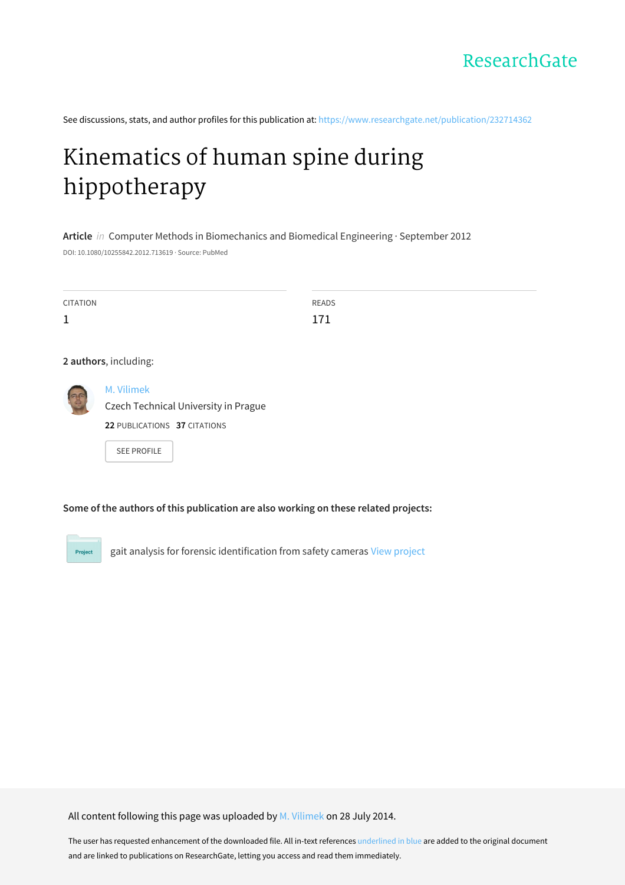ResearchGate

See discussions, stats, and author profiles for this publication at: https://www.researchgate.net/publication/232714362

# Kinematics of human spine during hippotherapy

**Article** *in* Computer Methods in Biomechanics and Biomedical Engineering · September 2012

DOI: 10.1080/10255842.2012.713619 · Source: PubMed

| CITATION | READS |
| --- | --- |
| 1 | 171 |

**2 authors**, including:

M. Vilimek
Czech Technical University in Prague
**22** PUBLICATIONS **37** CITATIONS

SEE PROFILE

**Some of the authors of this publication are also working on these related projects:**

Project: gait analysis for forensic identification from safety cameras View project

All content following this page was uploaded by M. Vilimek on 28 July 2014.

The user has requested enhancement of the downloaded file. All in-text references underlined in blue are added to the original document and are linked to publications on ResearchGate, letting you access and read them immediately.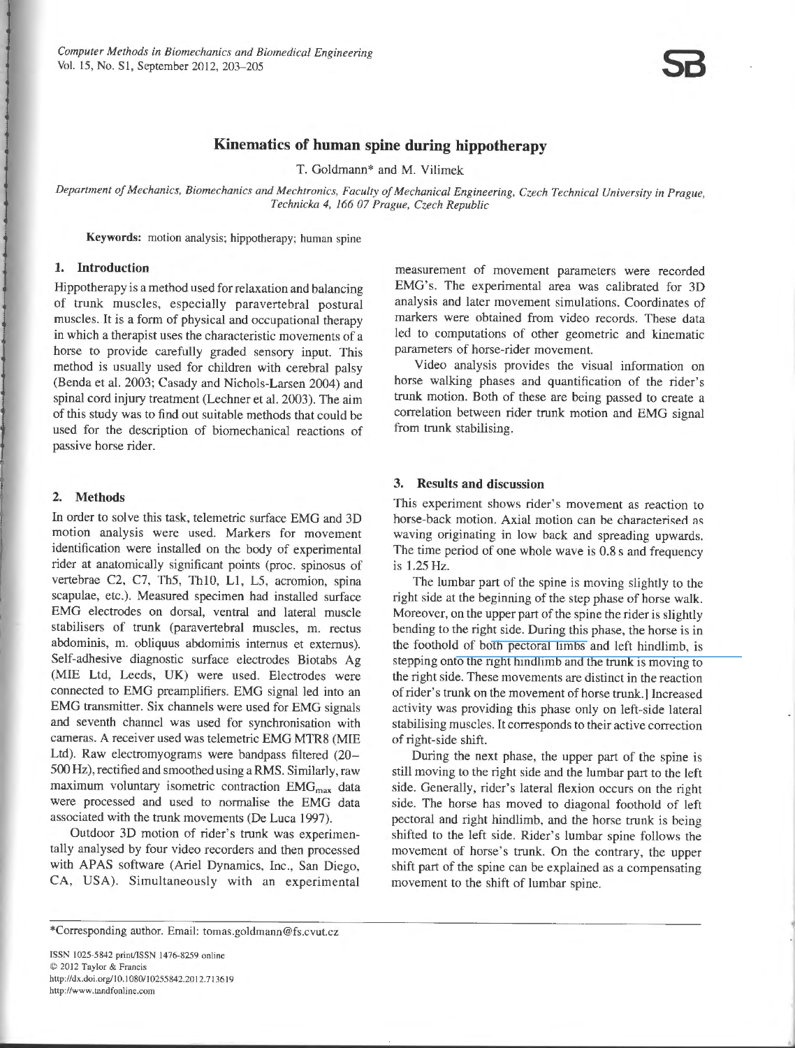# Kinematics of human spine during hippotherapy

T. Goldmann* and M. Vilimek

*Department of Mechanics, Biomechanics and Mechtronics, Faculty of Mechanical Engineering, Czech Technical University in Prague, Technicka 4, 166 07 Prague, Czech Republic*

**Keywords:** motion analysis; hippotherapy; human spine

## 1. Introduction

Hippotherapy is a method used for relaxation and balancing of trunk muscles, especially paravertebral postural muscles. It is a form of physical and occupational therapy in which a therapist uses the characteristic movements of a horse to provide carefully graded sensory input. This method is usually used for children with cerebral palsy (Benda et al. 2003; Casady and Nichols-Larsen 2004) and spinal cord injury treatment (Lechner et al. 2003). The aim of this study was to find out suitable methods that could be used for the description of biomechanical reactions of passive horse rider.

## 2. Methods

In order to solve this task, telemetric surface EMG and 3D motion analysis were used. Markers for movement identification were installed on the body of experimental rider at anatomically significant points (proc. spinosus of vertebrae C2, C7, Th5, Th10, L1, L5, acromion, spina scapulae, etc.). Measured specimen had installed surface EMG electrodes on dorsal, ventral and lateral muscle stabilisers of trunk (paravertebral muscles, m. rectus abdominis, m. obliquus abdominis internus et externus). Self-adhesive diagnostic surface electrodes Biotabs Ag (MIE Ltd, Leeds, UK) were used. Electrodes were connected to EMG preamplifiers. EMG signal led into an EMG transmitter. Six channels were used for EMG signals and seventh channel was used for synchronisation with cameras. A receiver used was telemetric EMG MTR8 (MIE Ltd). Raw electromyograms were bandpass filtered (20–500 Hz), rectified and smoothed using a RMS. Similarly, raw maximum voluntary isometric contraction $EMG_{max}$ data were processed and used to normalise the EMG data associated with the trunk movements (De Luca 1997).

Outdoor 3D motion of rider's trunk was experimentally analysed by four video recorders and then processed with APAS software (Ariel Dynamics, Inc., San Diego, CA, USA). Simultaneously with an experimental measurement of movement parameters were recorded EMG's. The experimental area was calibrated for 3D analysis and later movement simulations. Coordinates of markers were obtained from video records. These data led to computations of other geometric and kinematic parameters of horse-rider movement.

Video analysis provides the visual information on horse walking phases and quantification of the rider's trunk motion. Both of these are being passed to create a correlation between rider trunk motion and EMG signal from trunk stabilising.

## 3. Results and discussion

This experiment shows rider's movement as reaction to horse-back motion. Axial motion can be characterised as waving originating in low back and spreading upwards. The time period of one whole wave is 0.8 s and frequency is 1.25 Hz.

The lumbar part of the spine is moving slightly to the right side at the beginning of the step phase of horse walk. Moreover, on the upper part of the spine the rider is slightly bending to the right side. During this phase, the horse is in the foothold of both pectoral limbs and left hindlimb, is stepping onto the right hindlimb and the trunk is moving to the right side. These movements are distinct in the reaction of rider's trunk on the movement of horse trunk.] Increased activity was providing this phase only on left-side lateral stabilising muscles. It corresponds to their active correction of right-side shift.

During the next phase, the upper part of the spine is still moving to the right side and the lumbar part to the left side. Generally, rider's lateral flexion occurs on the right side. The horse has moved to diagonal foothold of left pectoral and right hindlimb, and the horse trunk is being shifted to the left side. Rider's lumbar spine follows the movement of horse's trunk. On the contrary, the upper shift part of the spine can be explained as a compensating movement to the shift of lumbar spine.

*Corresponding author. Email: tomas.goldmann@fs.cvut.cz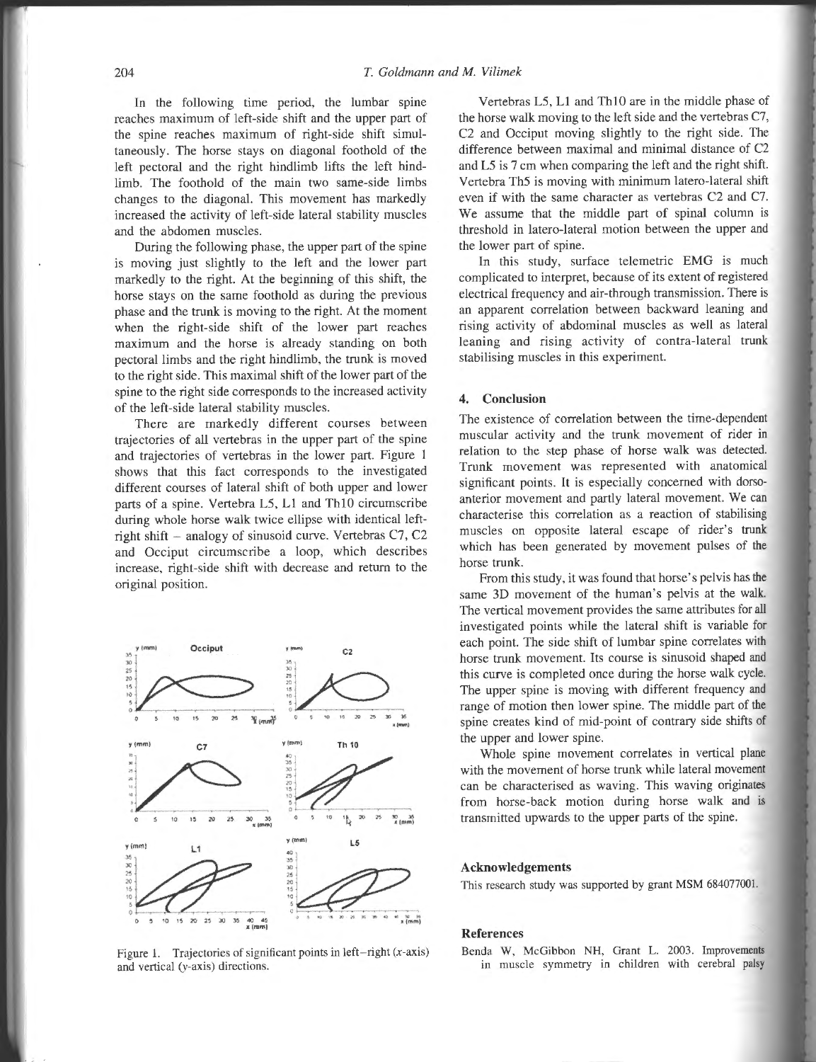In the following time period, the lumbar spine reaches maximum of left-side shift and the upper part of the spine reaches maximum of right-side shift simultaneously. The horse stays on diagonal foothold of the left pectoral and the right hindlimb lifts the left hindlimb. The foothold of the main two same-side limbs changes to the diagonal. This movement has markedly increased the activity of left-side lateral stability muscles and the abdomen muscles.

During the following phase, the upper part of the spine is moving just slightly to the left and the lower part markedly to the right. At the beginning of this shift, the horse stays on the same foothold as during the previous phase and the trunk is moving to the right. At the moment when the right-side shift of the lower part reaches maximum and the horse is already standing on both pectoral limbs and the right hindlimb, the trunk is moved to the right side. This maximal shift of the lower part of the spine to the right side corresponds to the increased activity of the left-side lateral stability muscles.

There are markedly different courses between trajectories of all vertebras in the upper part of the spine and trajectories of vertebras in the lower part. Figure 1 shows that this fact corresponds to the investigated different courses of lateral shift of both upper and lower parts of a spine. Vertebra L5, L1 and Th10 circumscribe during whole horse walk twice ellipse with identical left-right shift – analogy of sinusoid curve. Vertebras C7, C2 and Occiput circumscribe a loop, which describes increase, right-side shift with decrease and return to the original position.

Figure 1. Trajectories of significant points in left–right ($x$-axis) and vertical ($y$-axis) directions.

Vertebras L5, L1 and Th10 are in the middle phase of the horse walk moving to the left side and the vertebras C7, C2 and Occiput moving slightly to the right side. The difference between maximal and minimal distance of C2 and L5 is 7 cm when comparing the left and the right shift. Vertebra Th5 is moving with minimum latero-lateral shift even if with the same character as vertebras C2 and C7. We assume that the middle part of spinal column is threshold in latero-lateral motion between the upper and the lower part of spine.

In this study, surface telemetric EMG is much complicated to interpret, because of its extent of registered electrical frequency and air-through transmission. There is an apparent correlation between backward leaning and rising activity of abdominal muscles as well as lateral leaning and rising activity of contra-lateral trunk stabilising muscles in this experiment.

## 4. Conclusion

The existence of correlation between the time-dependent muscular activity and the trunk movement of rider in relation to the step phase of horse walk was detected. Trunk movement was represented with anatomical significant points. It is especially concerned with dorso-anterior movement and partly lateral movement. We can characterise this correlation as a reaction of stabilising muscles on opposite lateral escape of rider's trunk which has been generated by movement pulses of the horse trunk.

From this study, it was found that horse's pelvis has the same 3D movement of the human's pelvis at the walk. The vertical movement provides the same attributes for all investigated points while the lateral shift is variable for each point. The side shift of lumbar spine correlates with horse trunk movement. Its course is sinusoid shaped and this curve is completed once during the horse walk cycle. The upper spine is moving with different frequency and range of motion then lower spine. The middle part of the spine creates kind of mid-point of contrary side shifts of the upper and lower spine.

Whole spine movement correlates in vertical plane with the movement of horse trunk while lateral movement can be characterised as waving. This waving originates from horse-back motion during horse walk and is transmitted upwards to the upper parts of the spine.

### Acknowledgements

This research study was supported by grant MSM 684077001.

### References

Benda W, McGibbon NH, Grant L. 2003. Improvements in muscle symmetry in children with cerebral palsy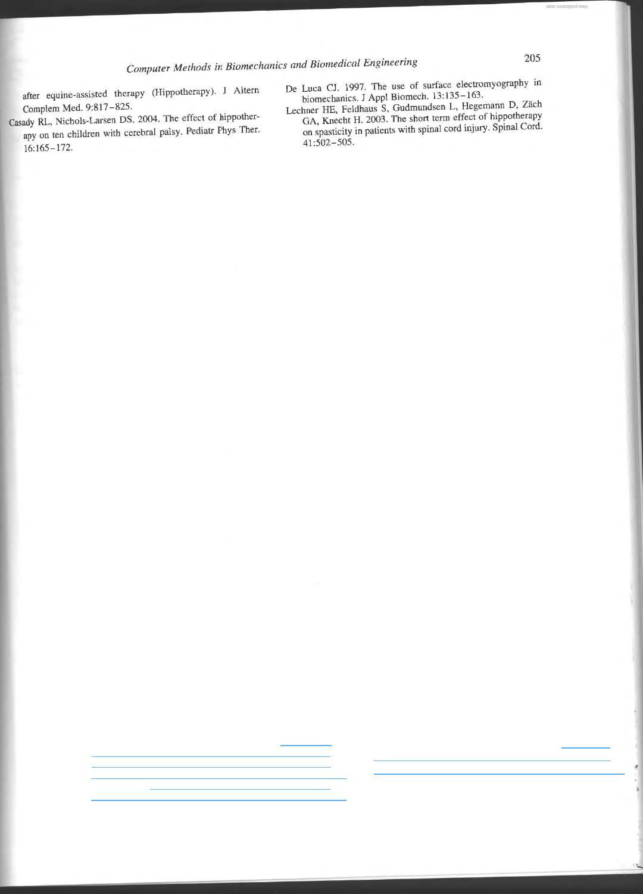after equine-assisted therapy (Hippotherapy). J Altern Complem Med. 9:817–825.

Casady RL, Nichols-Larsen DS. 2004. The effect of hippotherapy on ten children with cerebral palsy. Pediatr Phys Ther. 16:165–172.

De Luca CJ. 1997. The use of surface electromyography in biomechanics. J Appl Biomech. 13:135–163.

Lechner HE, Feldhaus S, Gudmundsen L, Hegemann D, Zäch GA, Knecht H. 2003. The short term effect of hippotherapy on spasticity in patients with spinal cord injury. Spinal Cord. 41:502–505.